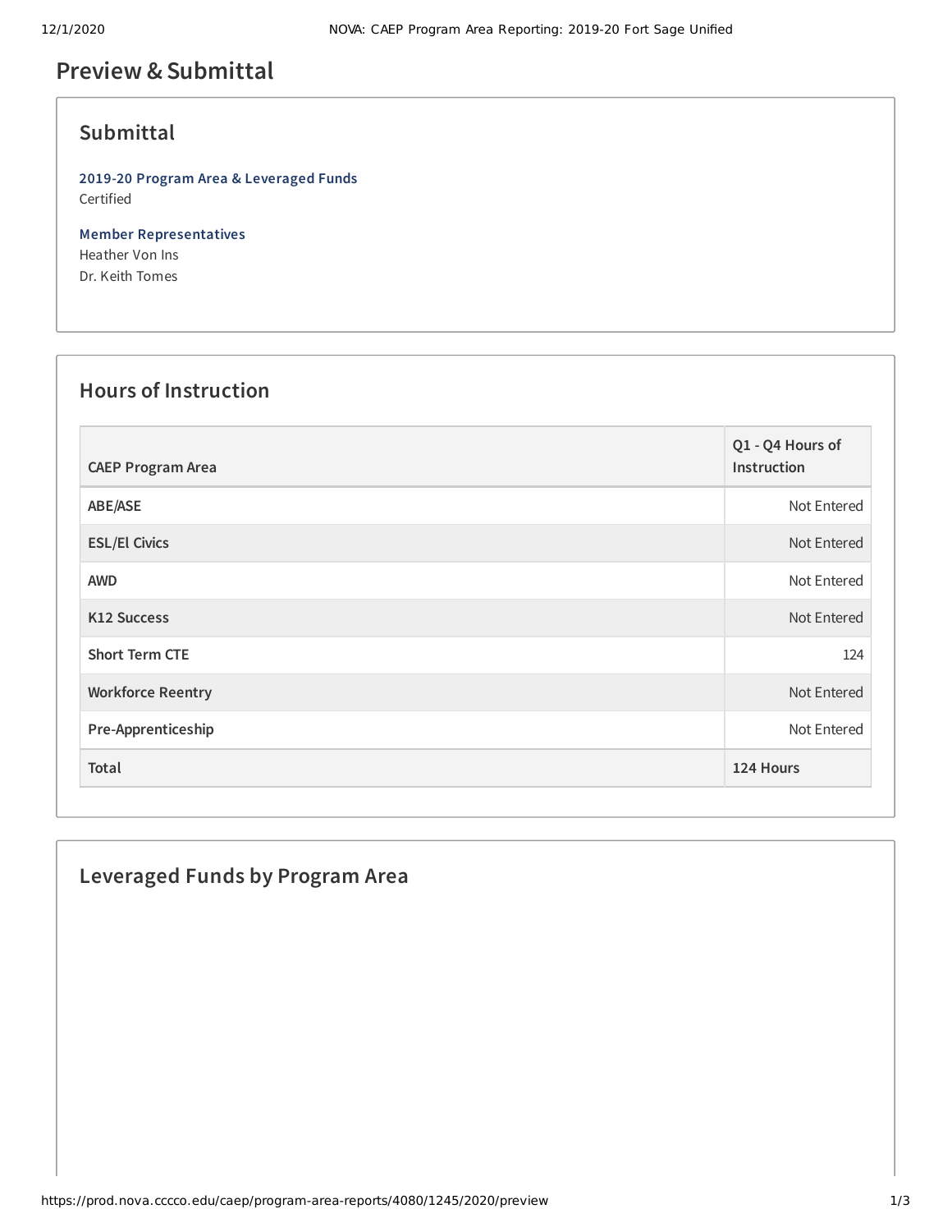# Preview & Submittal

## Submittal

**2019-20 Program Area & Leveraged Funds**
Certified

**Member Representatives**
Heather Von Ins
Dr. Keith Tomes

## Hours of Instruction

| CAEP Program Area | Q1 - Q4 Hours of Instruction |
|---|---|
| ABE/ASE | Not Entered |
| ESL/El Civics | Not Entered |
| AWD | Not Entered |
| K12 Success | Not Entered |
| Short Term CTE | 124 |
| Workforce Reentry | Not Entered |
| Pre-Apprenticeship | Not Entered |
| **Total** | **124 Hours** |

## Leveraged Funds by Program Area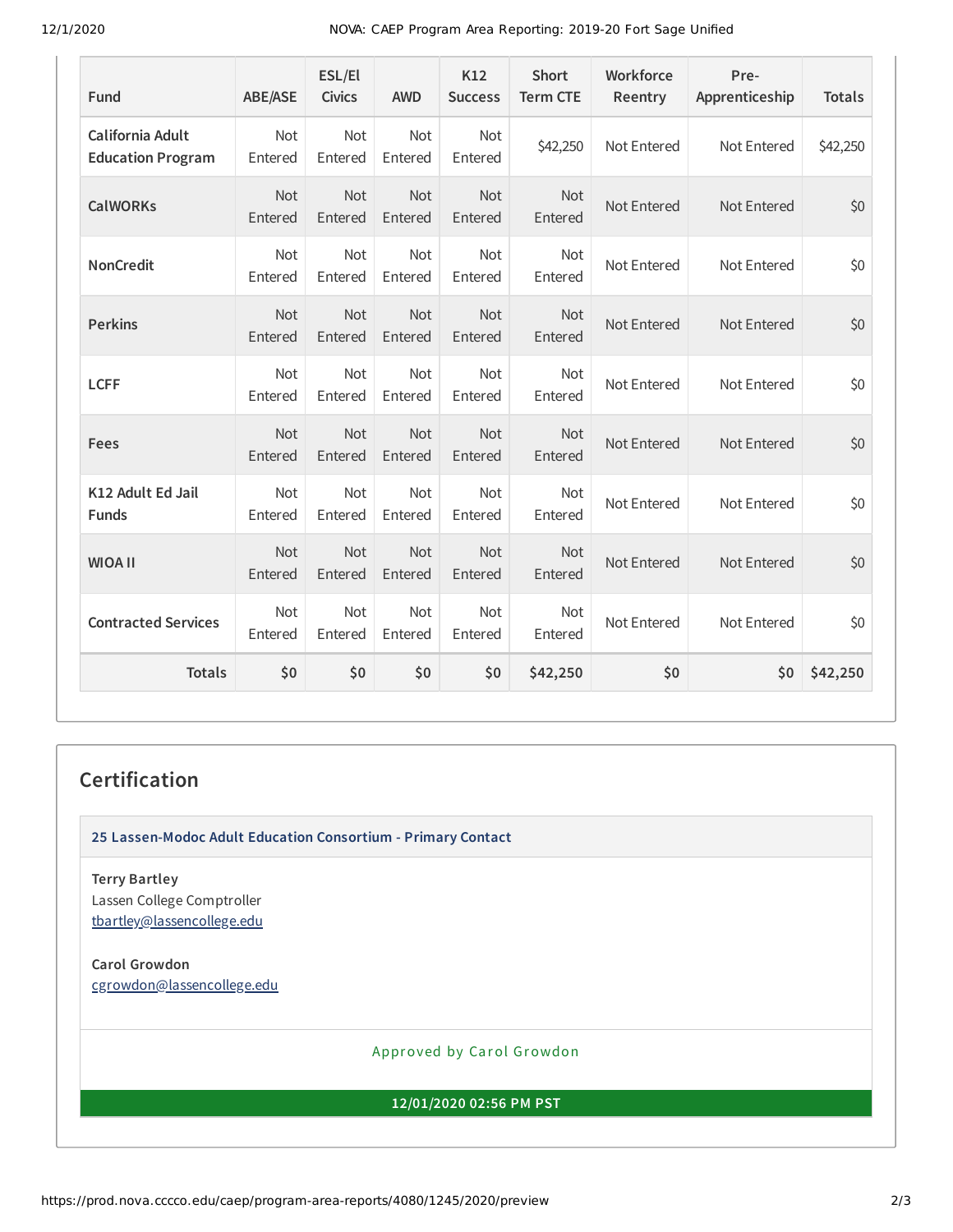| Fund | ABE/ASE | ESL/El Civics | AWD | K12 Success | Short Term CTE | Workforce Reentry | Pre-Apprenticeship | Totals |
|---|---|---|---|---|---|---|---|---|
| **California Adult Education Program** | Not Entered | Not Entered | Not Entered | Not Entered | $42,250 | Not Entered | Not Entered | $42,250 |
| **CalWORKs** | Not Entered | Not Entered | Not Entered | Not Entered | Not Entered | Not Entered | Not Entered | $0 |
| **NonCredit** | Not Entered | Not Entered | Not Entered | Not Entered | Not Entered | Not Entered | Not Entered | $0 |
| **Perkins** | Not Entered | Not Entered | Not Entered | Not Entered | Not Entered | Not Entered | Not Entered | $0 |
| **LCFF** | Not Entered | Not Entered | Not Entered | Not Entered | Not Entered | Not Entered | Not Entered | $0 |
| **Fees** | Not Entered | Not Entered | Not Entered | Not Entered | Not Entered | Not Entered | Not Entered | $0 |
| **K12 Adult Ed Jail Funds** | Not Entered | Not Entered | Not Entered | Not Entered | Not Entered | Not Entered | Not Entered | $0 |
| **WIOA II** | Not Entered | Not Entered | Not Entered | Not Entered | Not Entered | Not Entered | Not Entered | $0 |
| **Contracted Services** | Not Entered | Not Entered | Not Entered | Not Entered | Not Entered | Not Entered | Not Entered | $0 |
| **Totals** | **$0** | **$0** | **$0** | **$0** | **$42,250** | **$0** | **$0** | **$42,250** |

## Certification

**25 Lassen-Modoc Adult Education Consortium - Primary Contact**

**Terry Bartley**
Lassen College Comptroller
tbartley@lassencollege.edu

**Carol Growdon**
cgrowdon@lassencollege.edu

Approved by Carol Growdon

**12/01/2020 02:56 PM PST**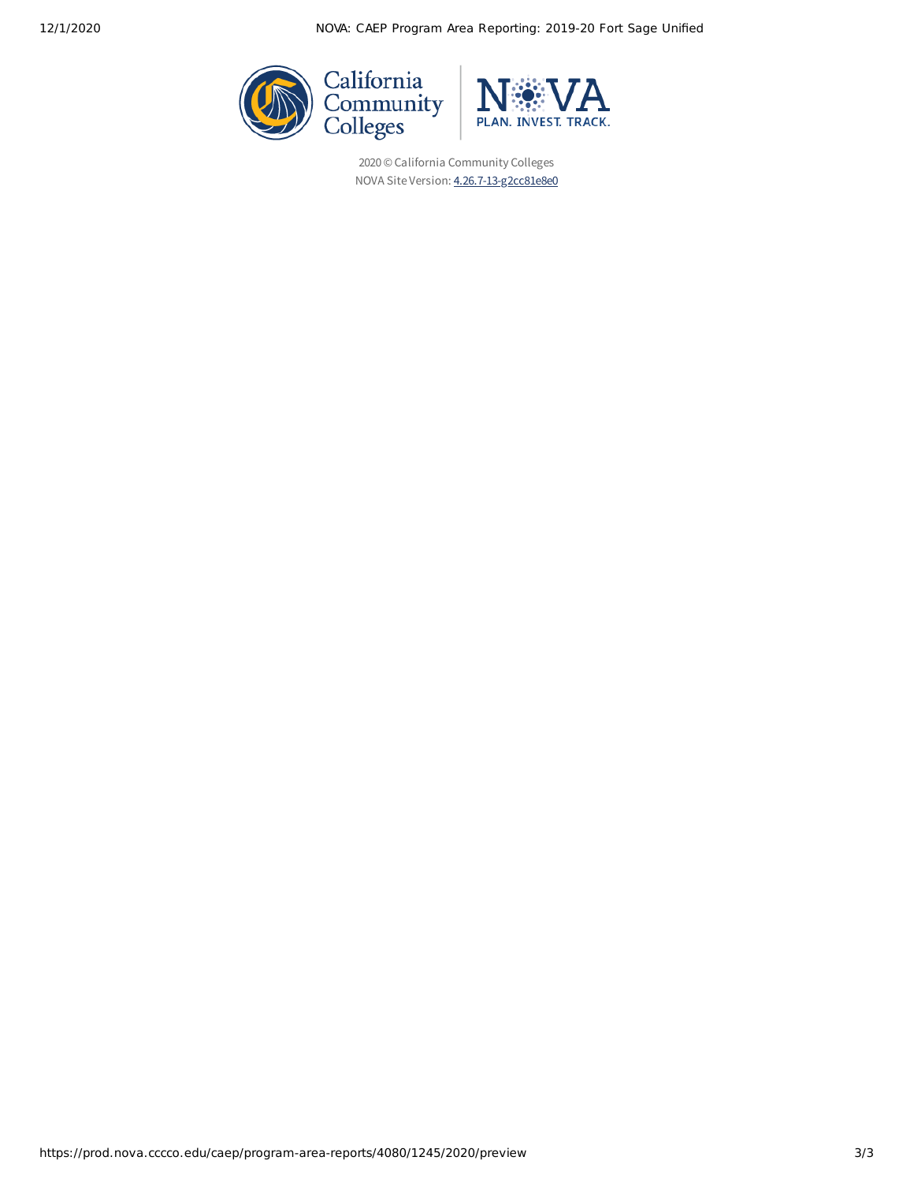2020 © California Community Colleges

NOVA Site Version: 4.26.7-13-g2cc81e8e0